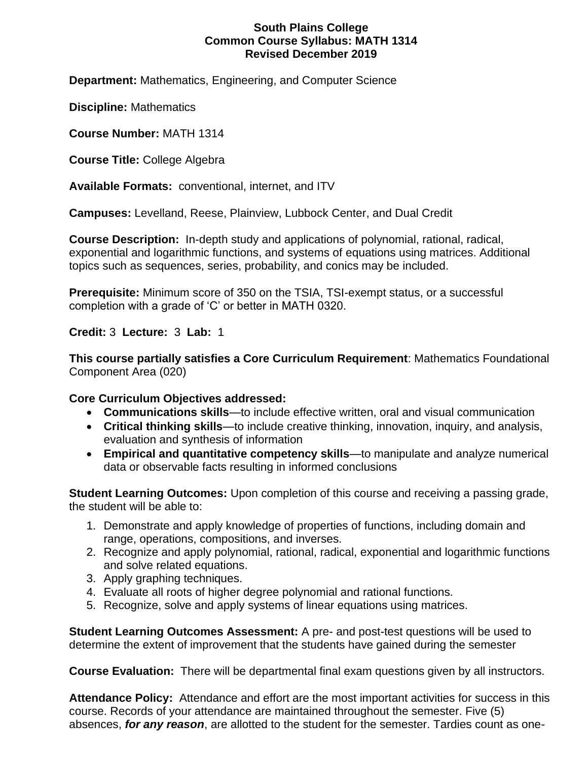# South Plains College
## Common Course Syllabus: MATH 1314
### Revised December 2019

**Department:** Mathematics, Engineering, and Computer Science

**Discipline:** Mathematics

**Course Number:** MATH 1314

**Course Title:** College Algebra

**Available Formats:** conventional, internet, and ITV

**Campuses:** Levelland, Reese, Plainview, Lubbock Center, and Dual Credit

**Course Description:** In-depth study and applications of polynomial, rational, radical, exponential and logarithmic functions, and systems of equations using matrices. Additional topics such as sequences, series, probability, and conics may be included.

**Prerequisite:** Minimum score of 350 on the TSIA, TSI-exempt status, or a successful completion with a grade of 'C' or better in MATH 0320.

**Credit:** 3 **Lecture:** 3 **Lab:** 1

**This course partially satisfies a Core Curriculum Requirement**: Mathematics Foundational Component Area (020)

**Core Curriculum Objectives addressed:**

- **Communications skills**—to include effective written, oral and visual communication
- **Critical thinking skills**—to include creative thinking, innovation, inquiry, and analysis, evaluation and synthesis of information
- **Empirical and quantitative competency skills**—to manipulate and analyze numerical data or observable facts resulting in informed conclusions

**Student Learning Outcomes:** Upon completion of this course and receiving a passing grade, the student will be able to:

1. Demonstrate and apply knowledge of properties of functions, including domain and range, operations, compositions, and inverses.
2. Recognize and apply polynomial, rational, radical, exponential and logarithmic functions and solve related equations.
3. Apply graphing techniques.
4. Evaluate all roots of higher degree polynomial and rational functions.
5. Recognize, solve and apply systems of linear equations using matrices.

**Student Learning Outcomes Assessment:** A pre- and post-test questions will be used to determine the extent of improvement that the students have gained during the semester

**Course Evaluation:** There will be departmental final exam questions given by all instructors.

**Attendance Policy:** Attendance and effort are the most important activities for success in this course. Records of your attendance are maintained throughout the semester. Five (5) absences, ***for any reason***, are allotted to the student for the semester. Tardies count as one-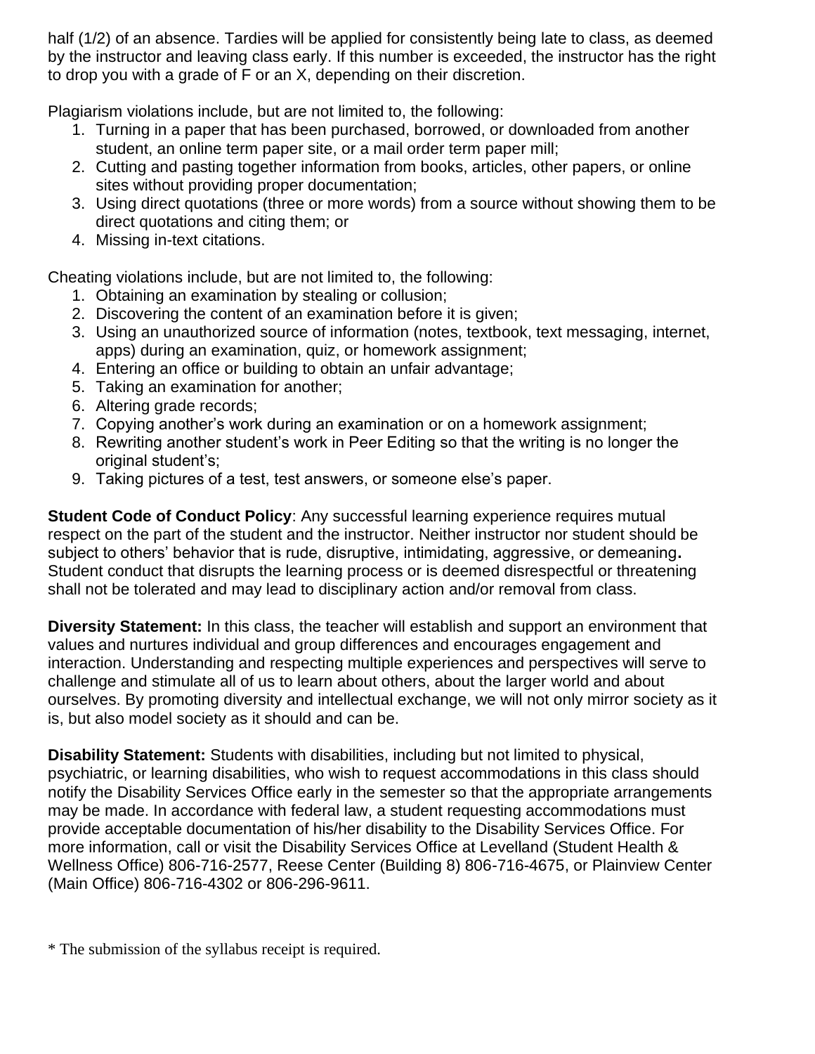half (1/2) of an absence. Tardies will be applied for consistently being late to class, as deemed by the instructor and leaving class early. If this number is exceeded, the instructor has the right to drop you with a grade of F or an X, depending on their discretion.

Plagiarism violations include, but are not limited to, the following:

1. Turning in a paper that has been purchased, borrowed, or downloaded from another student, an online term paper site, or a mail order term paper mill;
2. Cutting and pasting together information from books, articles, other papers, or online sites without providing proper documentation;
3. Using direct quotations (three or more words) from a source without showing them to be direct quotations and citing them; or
4. Missing in-text citations.

Cheating violations include, but are not limited to, the following:

1. Obtaining an examination by stealing or collusion;
2. Discovering the content of an examination before it is given;
3. Using an unauthorized source of information (notes, textbook, text messaging, internet, apps) during an examination, quiz, or homework assignment;
4. Entering an office or building to obtain an unfair advantage;
5. Taking an examination for another;
6. Altering grade records;
7. Copying another's work during an examination or on a homework assignment;
8. Rewriting another student's work in Peer Editing so that the writing is no longer the original student's;
9. Taking pictures of a test, test answers, or someone else's paper.

**Student Code of Conduct Policy**: Any successful learning experience requires mutual respect on the part of the student and the instructor. Neither instructor nor student should be subject to others' behavior that is rude, disruptive, intimidating, aggressive, or demeaning**.** Student conduct that disrupts the learning process or is deemed disrespectful or threatening shall not be tolerated and may lead to disciplinary action and/or removal from class.

**Diversity Statement:** In this class, the teacher will establish and support an environment that values and nurtures individual and group differences and encourages engagement and interaction. Understanding and respecting multiple experiences and perspectives will serve to challenge and stimulate all of us to learn about others, about the larger world and about ourselves. By promoting diversity and intellectual exchange, we will not only mirror society as it is, but also model society as it should and can be.

**Disability Statement:** Students with disabilities, including but not limited to physical, psychiatric, or learning disabilities, who wish to request accommodations in this class should notify the Disability Services Office early in the semester so that the appropriate arrangements may be made. In accordance with federal law, a student requesting accommodations must provide acceptable documentation of his/her disability to the Disability Services Office. For more information, call or visit the Disability Services Office at Levelland (Student Health & Wellness Office) 806-716-2577, Reese Center (Building 8) 806-716-4675, or Plainview Center (Main Office) 806-716-4302 or 806-296-9611.

* The submission of the syllabus receipt is required.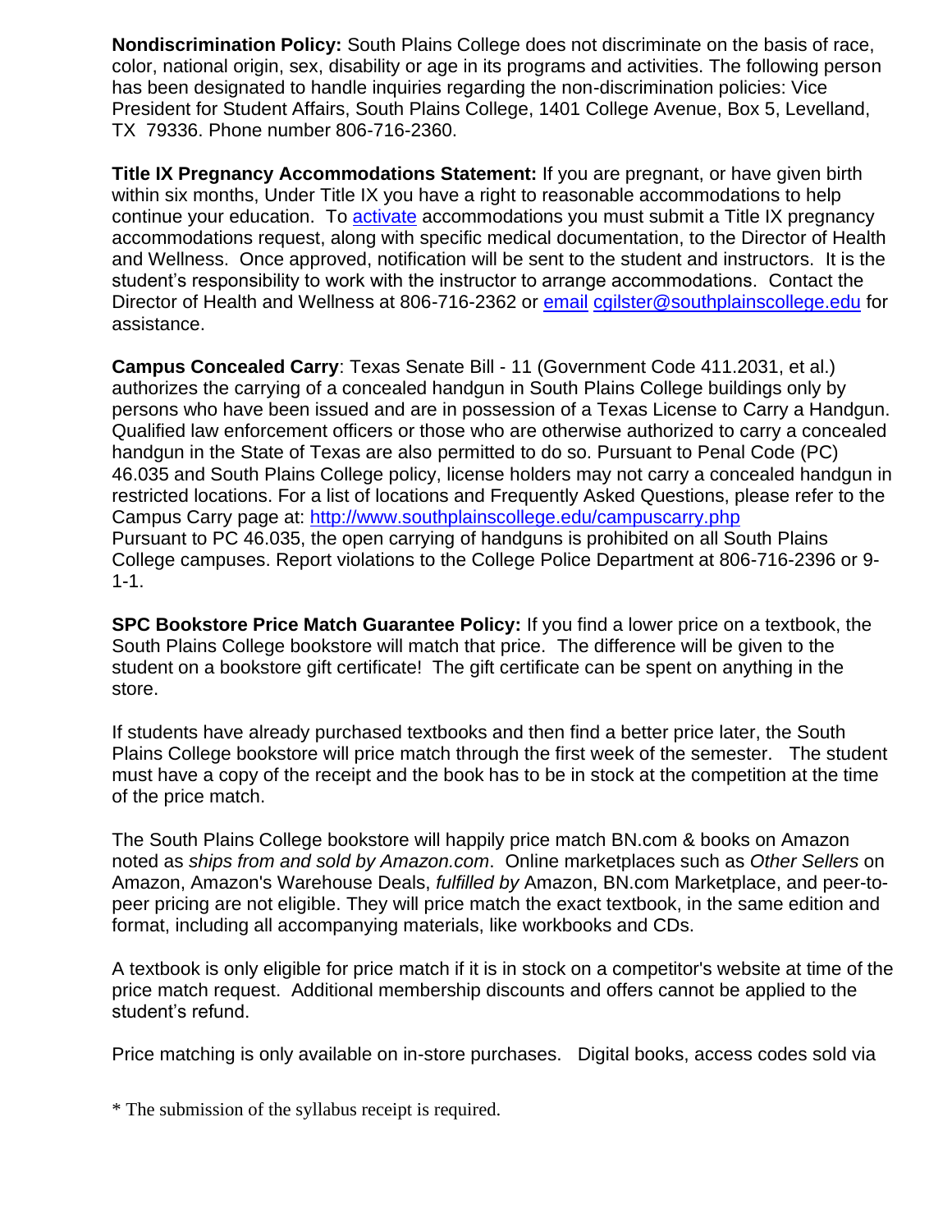**Nondiscrimination Policy:** South Plains College does not discriminate on the basis of race, color, national origin, sex, disability or age in its programs and activities. The following person has been designated to handle inquiries regarding the non-discrimination policies: Vice President for Student Affairs, South Plains College, 1401 College Avenue, Box 5, Levelland, TX 79336. Phone number 806-716-2360.

**Title IX Pregnancy Accommodations Statement:** If you are pregnant, or have given birth within six months, Under Title IX you have a right to reasonable accommodations to help continue your education. To activate accommodations you must submit a Title IX pregnancy accommodations request, along with specific medical documentation, to the Director of Health and Wellness. Once approved, notification will be sent to the student and instructors. It is the student's responsibility to work with the instructor to arrange accommodations. Contact the Director of Health and Wellness at 806-716-2362 or email cgilster@southplainscollege.edu for assistance.

**Campus Concealed Carry**: Texas Senate Bill - 11 (Government Code 411.2031, et al.) authorizes the carrying of a concealed handgun in South Plains College buildings only by persons who have been issued and are in possession of a Texas License to Carry a Handgun. Qualified law enforcement officers or those who are otherwise authorized to carry a concealed handgun in the State of Texas are also permitted to do so. Pursuant to Penal Code (PC) 46.035 and South Plains College policy, license holders may not carry a concealed handgun in restricted locations. For a list of locations and Frequently Asked Questions, please refer to the Campus Carry page at: http://www.southplainscollege.edu/campuscarry.php
Pursuant to PC 46.035, the open carrying of handguns is prohibited on all South Plains College campuses. Report violations to the College Police Department at 806-716-2396 or 9-1-1.

**SPC Bookstore Price Match Guarantee Policy:** If you find a lower price on a textbook, the South Plains College bookstore will match that price. The difference will be given to the student on a bookstore gift certificate! The gift certificate can be spent on anything in the store.

If students have already purchased textbooks and then find a better price later, the South Plains College bookstore will price match through the first week of the semester. The student must have a copy of the receipt and the book has to be in stock at the competition at the time of the price match.

The South Plains College bookstore will happily price match BN.com & books on Amazon noted as *ships from and sold by Amazon.com*. Online marketplaces such as *Other Sellers* on Amazon, Amazon's Warehouse Deals, *fulfilled by* Amazon, BN.com Marketplace, and peer-to-peer pricing are not eligible. They will price match the exact textbook, in the same edition and format, including all accompanying materials, like workbooks and CDs.

A textbook is only eligible for price match if it is in stock on a competitor's website at time of the price match request. Additional membership discounts and offers cannot be applied to the student's refund.

Price matching is only available on in-store purchases. Digital books, access codes sold via

* The submission of the syllabus receipt is required.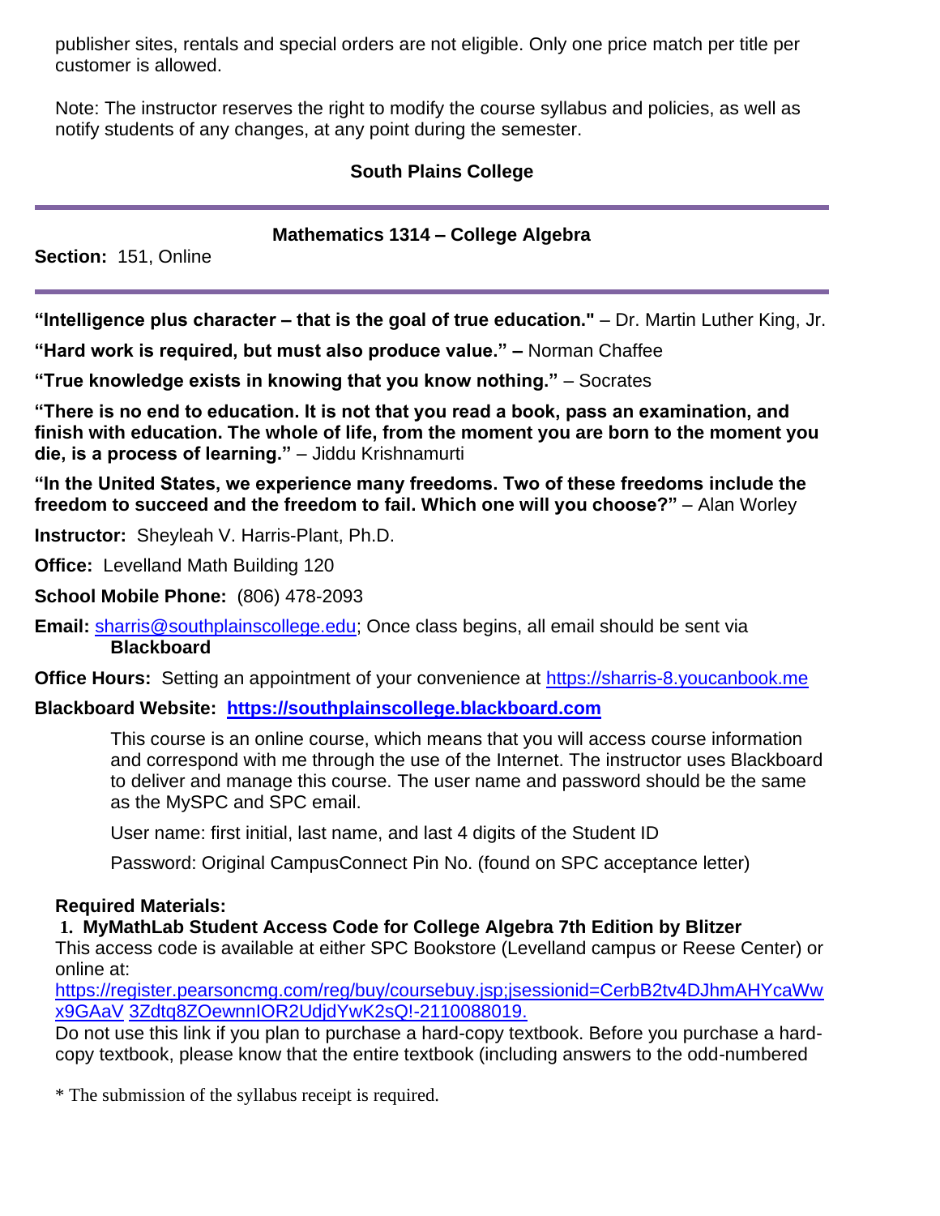publisher sites, rentals and special orders are not eligible. Only one price match per title per customer is allowed.

Note: The instructor reserves the right to modify the course syllabus and policies, as well as notify students of any changes, at any point during the semester.

## South Plains College

---

## Mathematics 1314 – College Algebra

**Section:** 151, Online

---

**"Intelligence plus character – that is the goal of true education."** – Dr. Martin Luther King, Jr.

**"Hard work is required, but must also produce value." –** Norman Chaffee

**"True knowledge exists in knowing that you know nothing."** – Socrates

**"There is no end to education. It is not that you read a book, pass an examination, and finish with education. The whole of life, from the moment you are born to the moment you die, is a process of learning."** – Jiddu Krishnamurti

**"In the United States, we experience many freedoms. Two of these freedoms include the freedom to succeed and the freedom to fail. Which one will you choose?"** – Alan Worley

**Instructor:** Sheyleah V. Harris-Plant, Ph.D.

**Office:** Levelland Math Building 120

**School Mobile Phone:** (806) 478-2093

**Email:** sharris@southplainscollege.edu; Once class begins, all email should be sent via **Blackboard**

**Office Hours:** Setting an appointment of your convenience at https://sharris-8.youcanbook.me

**Blackboard Website:** **https://southplainscollege.blackboard.com**

This course is an online course, which means that you will access course information and correspond with me through the use of the Internet. The instructor uses Blackboard to deliver and manage this course. The user name and password should be the same as the MySPC and SPC email.

User name: first initial, last name, and last 4 digits of the Student ID

Password: Original CampusConnect Pin No. (found on SPC acceptance letter)

**Required Materials:**

**1. MyMathLab Student Access Code for College Algebra 7th Edition by Blitzer**

This access code is available at either SPC Bookstore (Levelland campus or Reese Center) or online at:
https://register.pearsoncmg.com/reg/buy/coursebuy.jsp;jsessionid=CerbB2tv4DJhmAHYcaWwx9GAaV 3Zdtq8ZOewnnIOR2UdjdYwK2sQ!-2110088019.

Do not use this link if you plan to purchase a hard-copy textbook. Before you purchase a hard-copy textbook, please know that the entire textbook (including answers to the odd-numbered

* The submission of the syllabus receipt is required.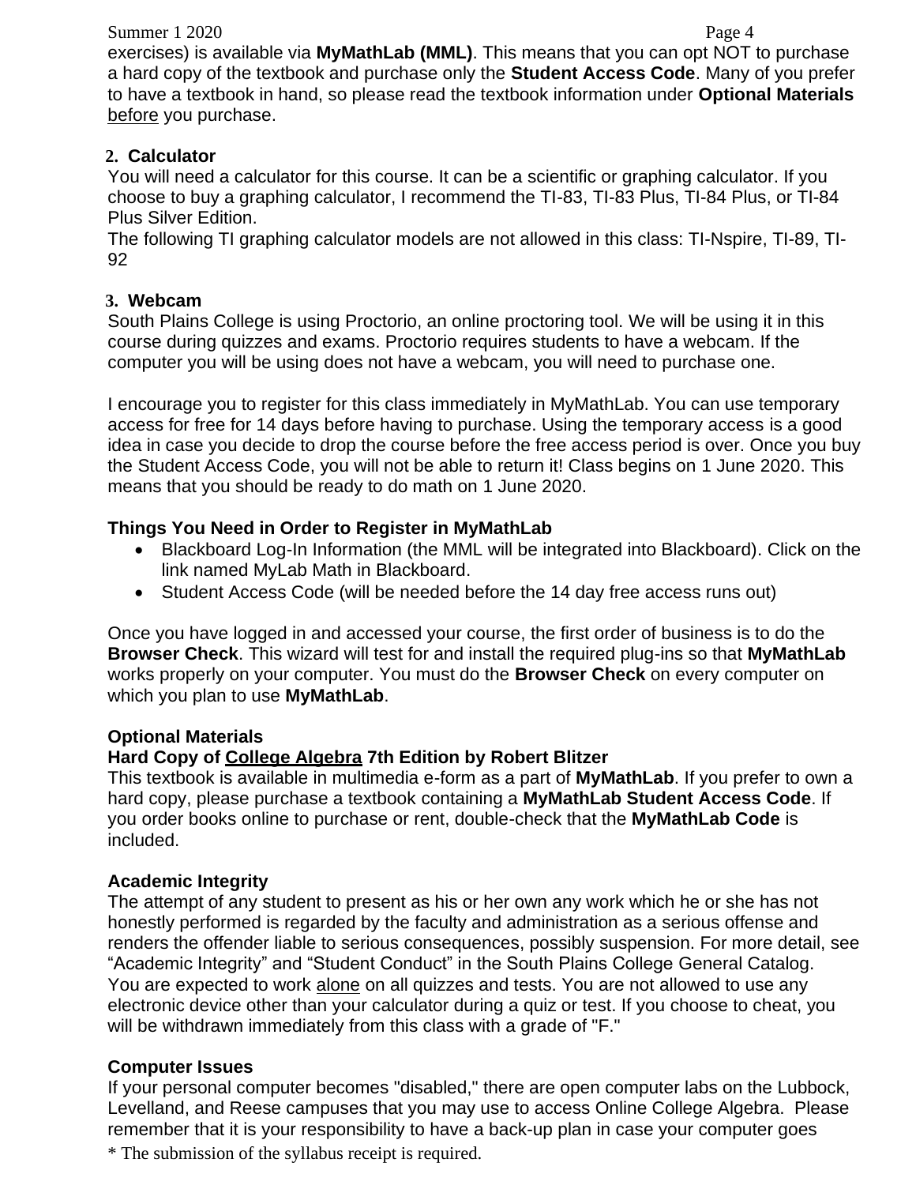exercises) is available via **MyMathLab (MML)**. This means that you can opt NOT to purchase a hard copy of the textbook and purchase only the **Student Access Code**. Many of you prefer to have a textbook in hand, so please read the textbook information under **Optional Materials** before you purchase.

**2. Calculator**

You will need a calculator for this course. It can be a scientific or graphing calculator. If you choose to buy a graphing calculator, I recommend the TI-83, TI-83 Plus, TI-84 Plus, or TI-84 Plus Silver Edition.

The following TI graphing calculator models are not allowed in this class: TI-Nspire, TI-89, TI-92

**3. Webcam**

South Plains College is using Proctorio, an online proctoring tool. We will be using it in this course during quizzes and exams. Proctorio requires students to have a webcam. If the computer you will be using does not have a webcam, you will need to purchase one.

I encourage you to register for this class immediately in MyMathLab. You can use temporary access for free for 14 days before having to purchase. Using the temporary access is a good idea in case you decide to drop the course before the free access period is over. Once you buy the Student Access Code, you will not be able to return it! Class begins on 1 June 2020. This means that you should be ready to do math on 1 June 2020.

**Things You Need in Order to Register in MyMathLab**

- Blackboard Log-In Information (the MML will be integrated into Blackboard). Click on the link named MyLab Math in Blackboard.
- Student Access Code (will be needed before the 14 day free access runs out)

Once you have logged in and accessed your course, the first order of business is to do the **Browser Check**. This wizard will test for and install the required plug-ins so that **MyMathLab** works properly on your computer. You must do the **Browser Check** on every computer on which you plan to use **MyMathLab**.

**Optional Materials**

**Hard Copy of College Algebra 7th Edition by Robert Blitzer**

This textbook is available in multimedia e-form as a part of **MyMathLab**. If you prefer to own a hard copy, please purchase a textbook containing a **MyMathLab Student Access Code**. If you order books online to purchase or rent, double-check that the **MyMathLab Code** is included.

**Academic Integrity**

The attempt of any student to present as his or her own any work which he or she has not honestly performed is regarded by the faculty and administration as a serious offense and renders the offender liable to serious consequences, possibly suspension. For more detail, see "Academic Integrity" and "Student Conduct" in the South Plains College General Catalog. You are expected to work alone on all quizzes and tests. You are not allowed to use any electronic device other than your calculator during a quiz or test. If you choose to cheat, you will be withdrawn immediately from this class with a grade of "F."

**Computer Issues**

If your personal computer becomes "disabled," there are open computer labs on the Lubbock, Levelland, and Reese campuses that you may use to access Online College Algebra. Please remember that it is your responsibility to have a back-up plan in case your computer goes

* The submission of the syllabus receipt is required.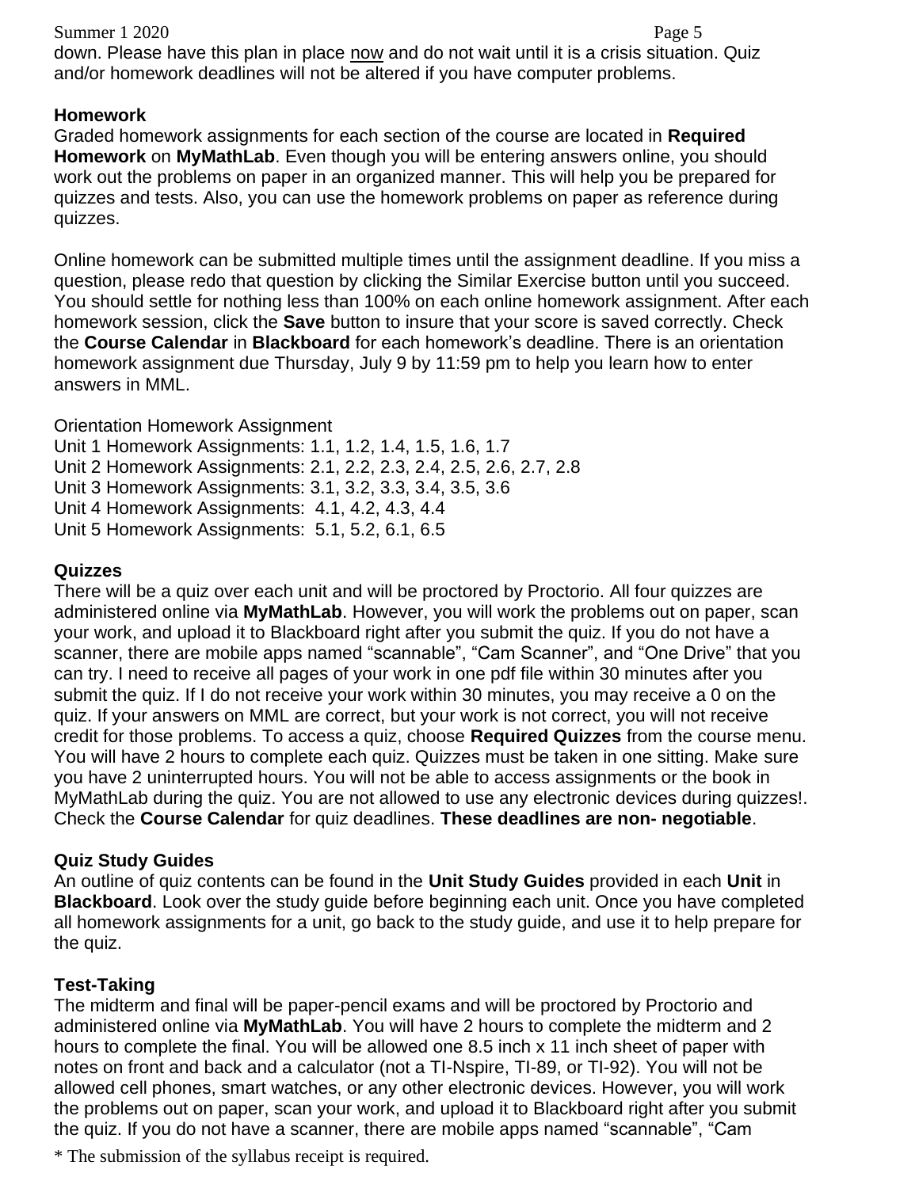down. Please have this plan in place <u>now</u> and do not wait until it is a crisis situation. Quiz and/or homework deadlines will not be altered if you have computer problems.

**Homework**

Graded homework assignments for each section of the course are located in **Required Homework** on **MyMathLab**. Even though you will be entering answers online, you should work out the problems on paper in an organized manner. This will help you be prepared for quizzes and tests. Also, you can use the homework problems on paper as reference during quizzes.

Online homework can be submitted multiple times until the assignment deadline. If you miss a question, please redo that question by clicking the Similar Exercise button until you succeed. You should settle for nothing less than 100% on each online homework assignment. After each homework session, click the **Save** button to insure that your score is saved correctly. Check the **Course Calendar** in **Blackboard** for each homework's deadline. There is an orientation homework assignment due Thursday, July 9 by 11:59 pm to help you learn how to enter answers in MML.

Orientation Homework Assignment
Unit 1 Homework Assignments: 1.1, 1.2, 1.4, 1.5, 1.6, 1.7
Unit 2 Homework Assignments: 2.1, 2.2, 2.3, 2.4, 2.5, 2.6, 2.7, 2.8
Unit 3 Homework Assignments: 3.1, 3.2, 3.3, 3.4, 3.5, 3.6
Unit 4 Homework Assignments: 4.1, 4.2, 4.3, 4.4
Unit 5 Homework Assignments: 5.1, 5.2, 6.1, 6.5

**Quizzes**

There will be a quiz over each unit and will be proctored by Proctorio. All four quizzes are administered online via **MyMathLab**. However, you will work the problems out on paper, scan your work, and upload it to Blackboard right after you submit the quiz. If you do not have a scanner, there are mobile apps named "scannable", "Cam Scanner", and "One Drive" that you can try. I need to receive all pages of your work in one pdf file within 30 minutes after you submit the quiz. If I do not receive your work within 30 minutes, you may receive a 0 on the quiz. If your answers on MML are correct, but your work is not correct, you will not receive credit for those problems. To access a quiz, choose **Required Quizzes** from the course menu. You will have 2 hours to complete each quiz. Quizzes must be taken in one sitting. Make sure you have 2 uninterrupted hours. You will not be able to access assignments or the book in MyMathLab during the quiz. You are not allowed to use any electronic devices during quizzes!. Check the **Course Calendar** for quiz deadlines. **These deadlines are non- negotiable**.

**Quiz Study Guides**

An outline of quiz contents can be found in the **Unit Study Guides** provided in each **Unit** in **Blackboard**. Look over the study guide before beginning each unit. Once you have completed all homework assignments for a unit, go back to the study guide, and use it to help prepare for the quiz.

**Test-Taking**

The midterm and final will be paper-pencil exams and will be proctored by Proctorio and administered online via **MyMathLab**. You will have 2 hours to complete the midterm and 2 hours to complete the final. You will be allowed one 8.5 inch x 11 inch sheet of paper with notes on front and back and a calculator (not a TI-Nspire, TI-89, or TI-92). You will not be allowed cell phones, smart watches, or any other electronic devices. However, you will work the problems out on paper, scan your work, and upload it to Blackboard right after you submit the quiz. If you do not have a scanner, there are mobile apps named "scannable", "Cam

* The submission of the syllabus receipt is required.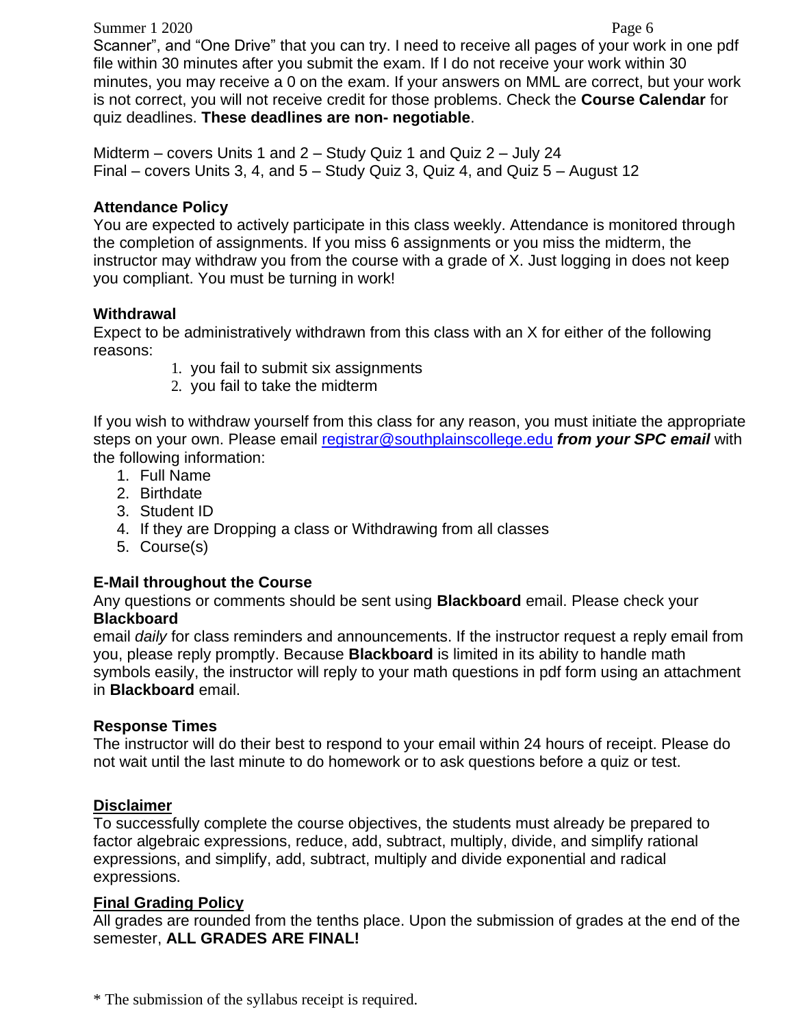Scanner", and "One Drive" that you can try. I need to receive all pages of your work in one pdf file within 30 minutes after you submit the exam. If I do not receive your work within 30 minutes, you may receive a 0 on the exam. If your answers on MML are correct, but your work is not correct, you will not receive credit for those problems. Check the **Course Calendar** for quiz deadlines. **These deadlines are non- negotiable**.

Midterm – covers Units 1 and 2 – Study Quiz 1 and Quiz 2 – July 24
Final – covers Units 3, 4, and 5 – Study Quiz 3, Quiz 4, and Quiz 5 – August 12

**Attendance Policy**
You are expected to actively participate in this class weekly. Attendance is monitored through the completion of assignments. If you miss 6 assignments or you miss the midterm, the instructor may withdraw you from the course with a grade of X. Just logging in does not keep you compliant. You must be turning in work!

**Withdrawal**
Expect to be administratively withdrawn from this class with an X for either of the following reasons:

1. you fail to submit six assignments
2. you fail to take the midterm

If you wish to withdraw yourself from this class for any reason, you must initiate the appropriate steps on your own. Please email registrar@southplainscollege.edu ***from your SPC email*** with the following information:

1. Full Name
2. Birthdate
3. Student ID
4. If they are Dropping a class or Withdrawing from all classes
5. Course(s)

**E-Mail throughout the Course**
Any questions or comments should be sent using **Blackboard** email. Please check your **Blackboard**
email *daily* for class reminders and announcements. If the instructor request a reply email from you, please reply promptly. Because **Blackboard** is limited in its ability to handle math symbols easily, the instructor will reply to your math questions in pdf form using an attachment in **Blackboard** email.

**Response Times**
The instructor will do their best to respond to your email within 24 hours of receipt. Please do not wait until the last minute to do homework or to ask questions before a quiz or test.

**Disclaimer**
To successfully complete the course objectives, the students must already be prepared to factor algebraic expressions, reduce, add, subtract, multiply, divide, and simplify rational expressions, and simplify, add, subtract, multiply and divide exponential and radical expressions.

**Final Grading Policy**
All grades are rounded from the tenths place. Upon the submission of grades at the end of the semester, **ALL GRADES ARE FINAL!**

* The submission of the syllabus receipt is required.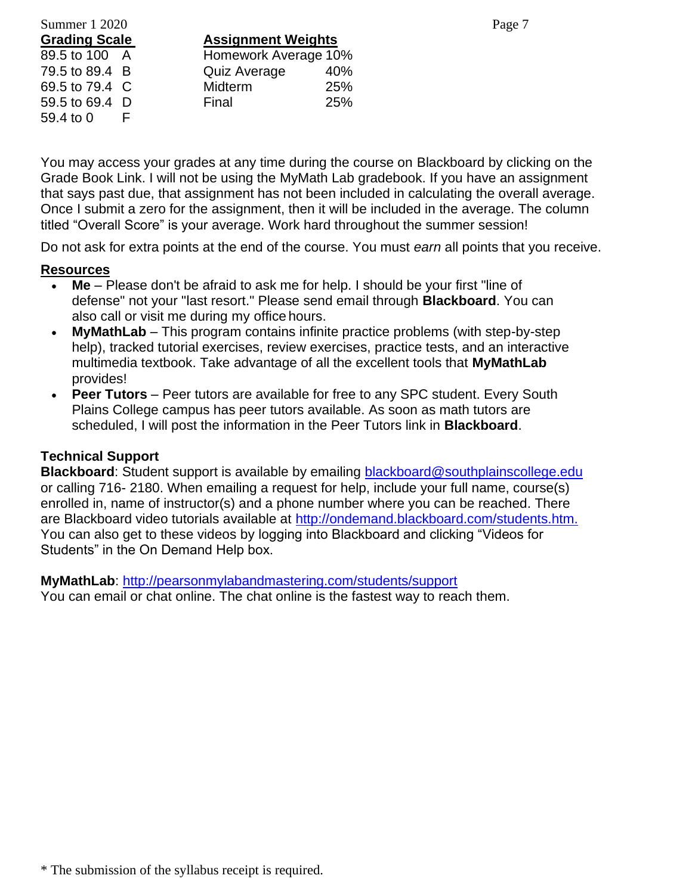**Grading Scale**

| Range | Grade |
| --- | --- |
| 89.5 to 100 | A |
| 79.5 to 89.4 | B |
| 69.5 to 79.4 | C |
| 59.5 to 69.4 | D |
| 59.4 to 0 | F |

**Assignment Weights**

| Assignment | Weight |
| --- | --- |
| Homework Average | 10% |
| Quiz Average | 40% |
| Midterm | 25% |
| Final | 25% |

You may access your grades at any time during the course on Blackboard by clicking on the Grade Book Link. I will not be using the MyMath Lab gradebook. If you have an assignment that says past due, that assignment has not been included in calculating the overall average. Once I submit a zero for the assignment, then it will be included in the average. The column titled "Overall Score" is your average. Work hard throughout the summer session!

Do not ask for extra points at the end of the course. You must *earn* all points that you receive.

**Resources**

- **Me** – Please don't be afraid to ask me for help. I should be your first "line of defense" not your "last resort." Please send email through **Blackboard**. You can also call or visit me during my office hours.
- **MyMathLab** – This program contains infinite practice problems (with step-by-step help), tracked tutorial exercises, review exercises, practice tests, and an interactive multimedia textbook. Take advantage of all the excellent tools that **MyMathLab** provides!
- **Peer Tutors** – Peer tutors are available for free to any SPC student. Every South Plains College campus has peer tutors available. As soon as math tutors are scheduled, I will post the information in the Peer Tutors link in **Blackboard**.

**Technical Support**

**Blackboard**: Student support is available by emailing blackboard@southplainscollege.edu or calling 716- 2180. When emailing a request for help, include your full name, course(s) enrolled in, name of instructor(s) and a phone number where you can be reached. There are Blackboard video tutorials available at http://ondemand.blackboard.com/students.htm. You can also get to these videos by logging into Blackboard and clicking "Videos for Students" in the On Demand Help box.

**MyMathLab**: http://pearsonmylabandmastering.com/students/support
You can email or chat online. The chat online is the fastest way to reach them.

* The submission of the syllabus receipt is required.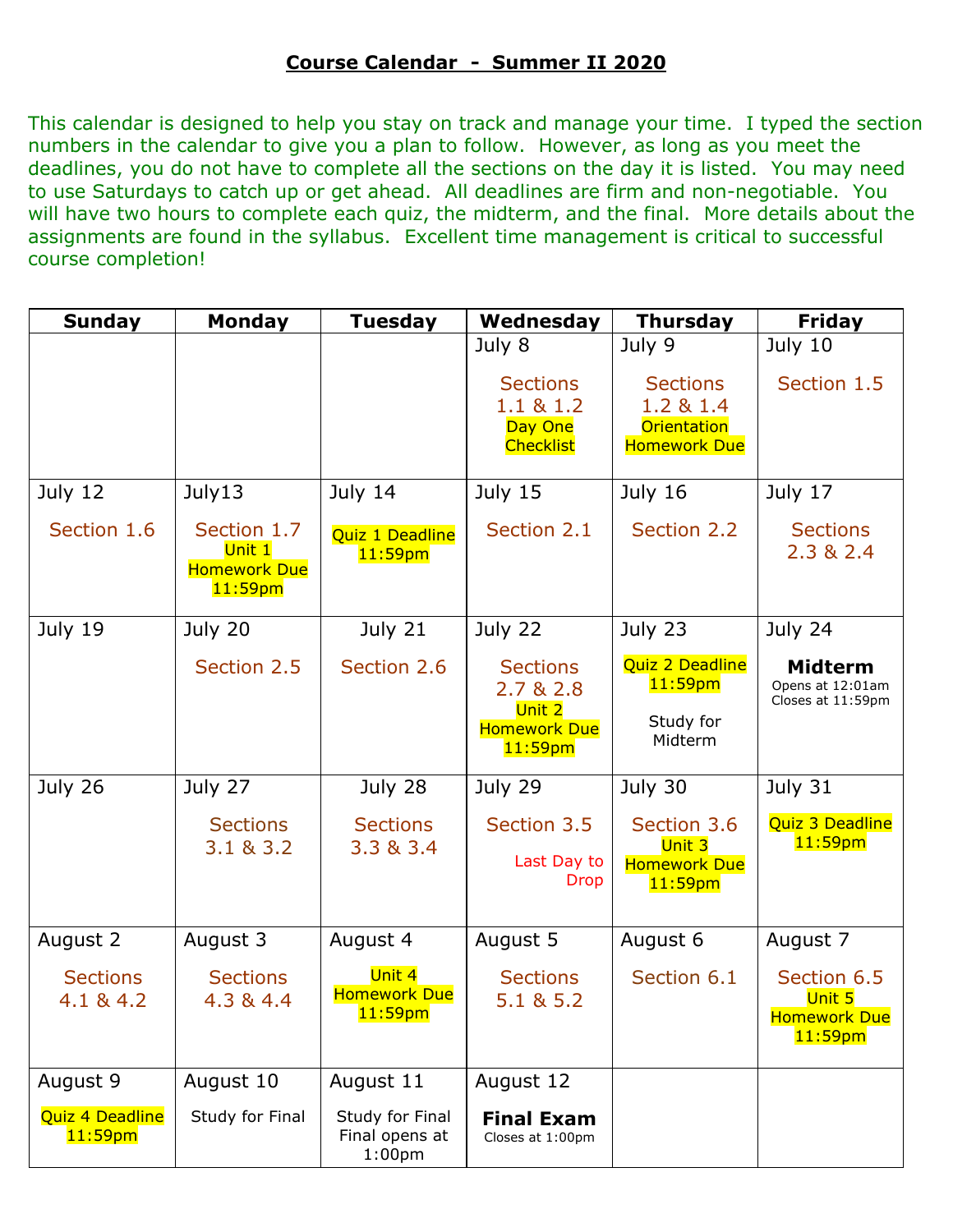# Course Calendar - Summer II 2020

This calendar is designed to help you stay on track and manage your time. I typed the section numbers in the calendar to give you a plan to follow. However, as long as you meet the deadlines, you do not have to complete all the sections on the day it is listed. You may need to use Saturdays to catch up or get ahead. All deadlines are firm and non-negotiable. You will have two hours to complete each quiz, the midterm, and the final. More details about the assignments are found in the syllabus. Excellent time management is critical to successful course completion!

| Sunday | Monday | Tuesday | Wednesday | Thursday | Friday |
|---|---|---|---|---|---|
| | | | July 8<br>Sections 1.1 & 1.2<br>Day One Checklist | July 9<br>Sections 1.2 & 1.4<br>Orientation Homework Due | July 10<br>Section 1.5 |
| July 12<br>Section 1.6 | July13<br>Section 1.7<br>Unit 1 Homework Due 11:59pm | July 14<br>Quiz 1 Deadline 11:59pm | July 15<br>Section 2.1 | July 16<br>Section 2.2 | July 17<br>Sections 2.3 & 2.4 |
| July 19 | July 20<br>Section 2.5 | July 21<br>Section 2.6 | July 22<br>Sections 2.7 & 2.8<br>Unit 2 Homework Due 11:59pm | July 23<br>Quiz 2 Deadline 11:59pm<br>Study for Midterm | July 24<br>**Midterm**<br>Opens at 12:01am<br>Closes at 11:59pm |
| July 26 | July 27<br>Sections 3.1 & 3.2 | July 28<br>Sections 3.3 & 3.4 | July 29<br>Section 3.5<br>Last Day to Drop | July 30<br>Section 3.6<br>Unit 3 Homework Due 11:59pm | July 31<br>Quiz 3 Deadline 11:59pm |
| August 2<br>Sections 4.1 & 4.2 | August 3<br>Sections 4.3 & 4.4 | August 4<br>Unit 4 Homework Due 11:59pm | August 5<br>Sections 5.1 & 5.2 | August 6<br>Section 6.1 | August 7<br>Section 6.5<br>Unit 5 Homework Due 11:59pm |
| August 9<br>Quiz 4 Deadline 11:59pm | August 10<br>Study for Final | August 11<br>Study for Final<br>Final opens at 1:00pm | August 12<br>**Final Exam**<br>Closes at 1:00pm | | |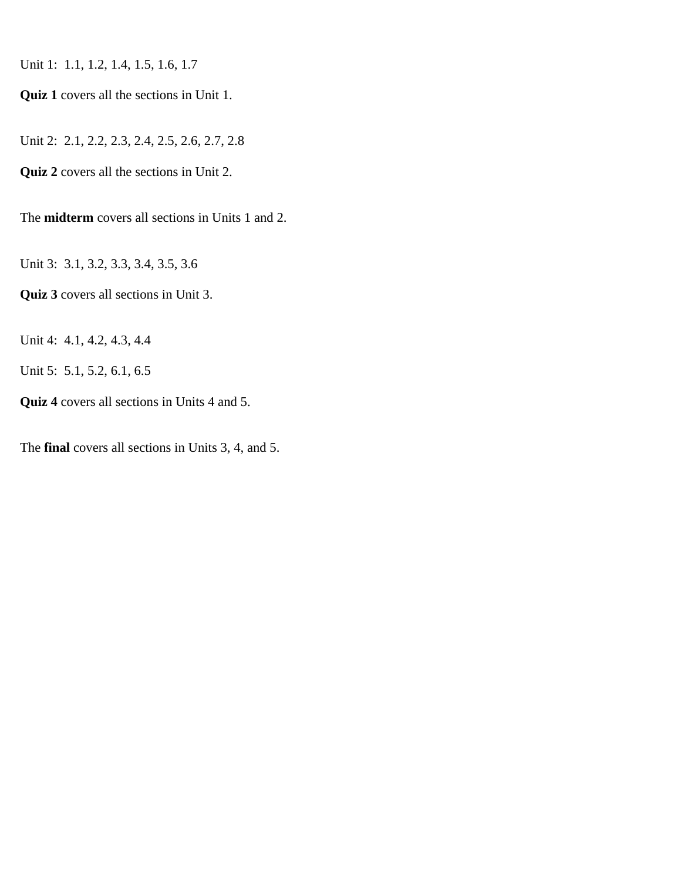Unit 1: 1.1, 1.2, 1.4, 1.5, 1.6, 1.7

**Quiz 1** covers all the sections in Unit 1.

Unit 2: 2.1, 2.2, 2.3, 2.4, 2.5, 2.6, 2.7, 2.8

**Quiz 2** covers all the sections in Unit 2.

The **midterm** covers all sections in Units 1 and 2.

Unit 3: 3.1, 3.2, 3.3, 3.4, 3.5, 3.6

**Quiz 3** covers all sections in Unit 3.

Unit 4: 4.1, 4.2, 4.3, 4.4

Unit 5: 5.1, 5.2, 6.1, 6.5

**Quiz 4** covers all sections in Units 4 and 5.

The **final** covers all sections in Units 3, 4, and 5.